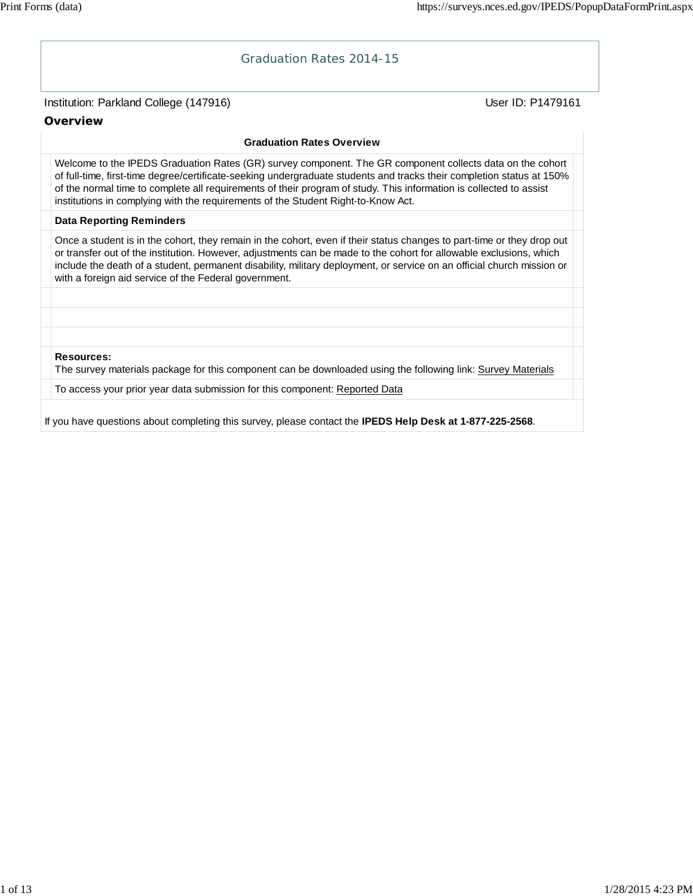# Graduation Rates 2014-15

Institution: Parkland College (147916)    User ID: P1479161

## Overview

**Graduation Rates Overview**

Welcome to the IPEDS Graduation Rates (GR) survey component. The GR component collects data on the cohort of full-time, first-time degree/certificate-seeking undergraduate students and tracks their completion status at 150% of the normal time to complete all requirements of their program of study. This information is collected to assist institutions in complying with the requirements of the Student Right-to-Know Act.

**Data Reporting Reminders**

Once a student is in the cohort, they remain in the cohort, even if their status changes to part-time or they drop out or transfer out of the institution. However, adjustments can be made to the cohort for allowable exclusions, which include the death of a student, permanent disability, military deployment, or service on an official church mission or with a foreign aid service of the Federal government.

**Resources:**
The survey materials package for this component can be downloaded using the following link: Survey Materials

To access your prior year data submission for this component: Reported Data

If you have questions about completing this survey, please contact the **IPEDS Help Desk at 1-877-225-2568**.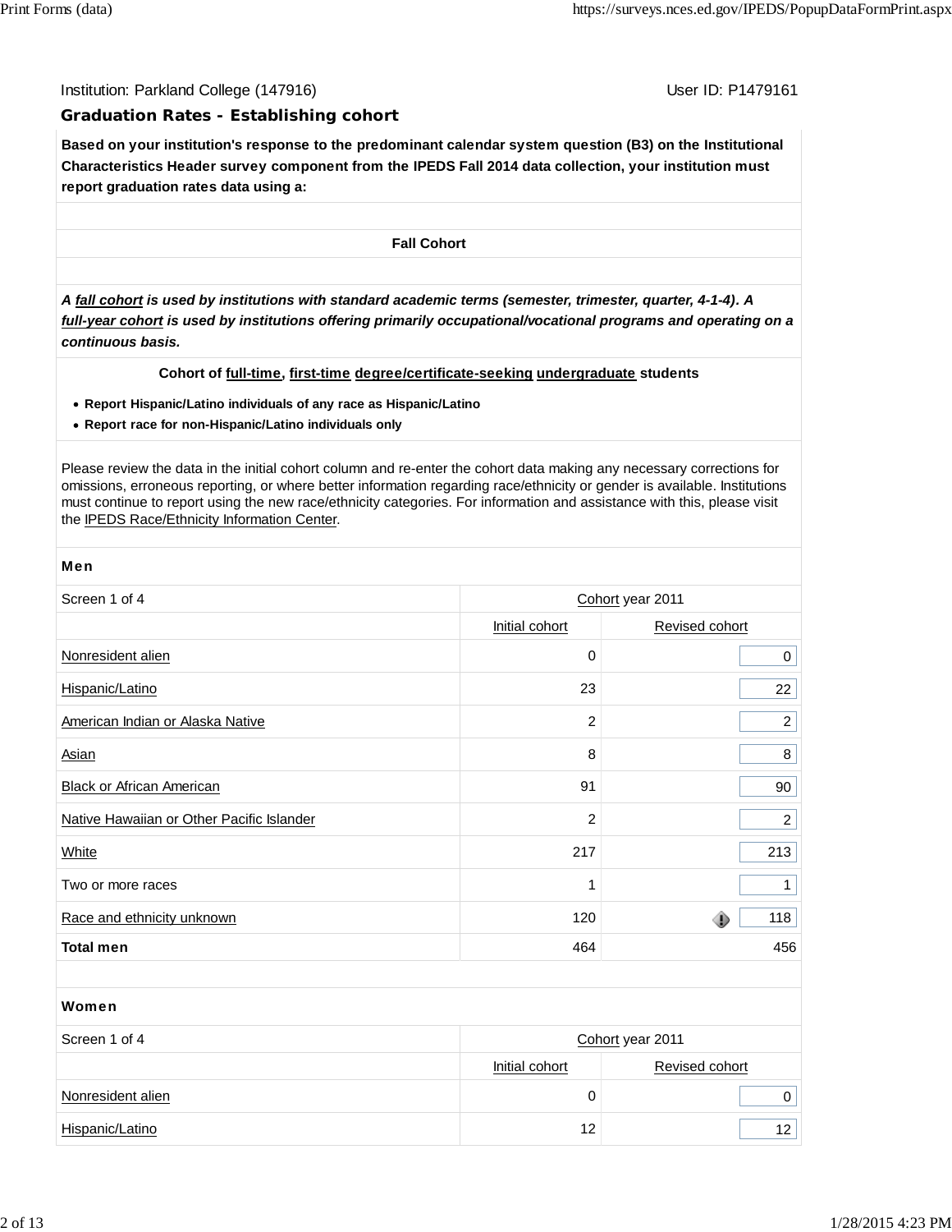Institution: Parkland College (147916) User ID: P1479161

## Graduation Rates - Establishing cohort

**Based on your institution's response to the predominant calendar system question (B3) on the Institutional Characteristics Header survey component from the IPEDS Fall 2014 data collection, your institution must report graduation rates data using a:**

**Fall Cohort**

***A fall cohort is used by institutions with standard academic terms (semester, trimester, quarter, 4-1-4). A full-year cohort is used by institutions offering primarily occupational/vocational programs and operating on a continuous basis.***

**Cohort of full-time, first-time degree/certificate-seeking undergraduate students**

- **Report Hispanic/Latino individuals of any race as Hispanic/Latino**
- **Report race for non-Hispanic/Latino individuals only**

Please review the data in the initial cohort column and re-enter the cohort data making any necessary corrections for omissions, erroneous reporting, or where better information regarding race/ethnicity or gender is available. Institutions must continue to report using the new race/ethnicity categories. For information and assistance with this, please visit the IPEDS Race/Ethnicity Information Center.

**Men**

| Screen 1 of 4 | Cohort year 2011 | |
|---|---|---|
| | Initial cohort | Revised cohort |
| Nonresident alien | 0 | 0 |
| Hispanic/Latino | 23 | 22 |
| American Indian or Alaska Native | 2 | 2 |
| Asian | 8 | 8 |
| Black or African American | 91 | 90 |
| Native Hawaiian or Other Pacific Islander | 2 | 2 |
| White | 217 | 213 |
| Two or more races | 1 | 1 |
| Race and ethnicity unknown | 120 | 118 |
| **Total men** | 464 | 456 |

**Women**

| Screen 1 of 4 | Cohort year 2011 | |
|---|---|---|
| | Initial cohort | Revised cohort |
| Nonresident alien | 0 | 0 |
| Hispanic/Latino | 12 | 12 |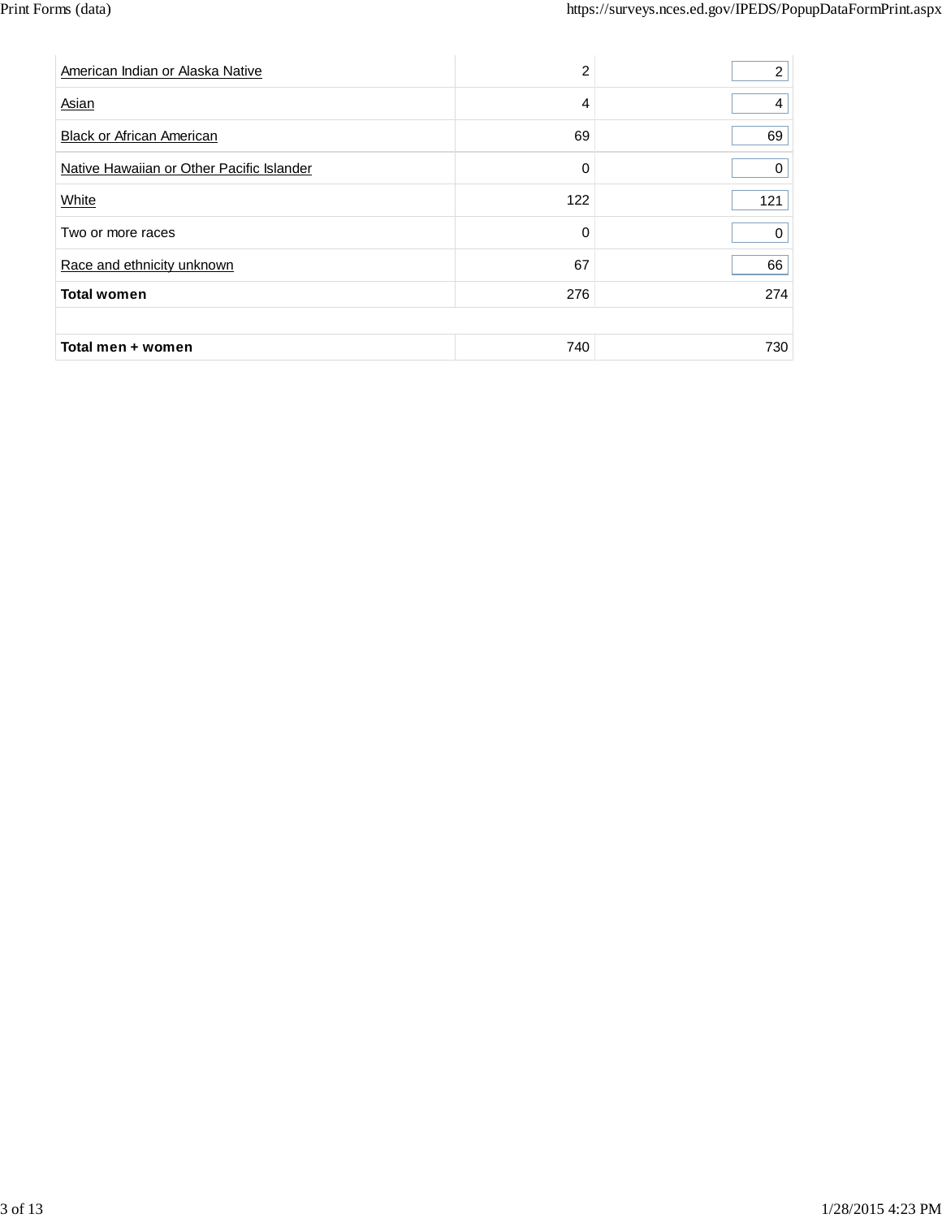| | | |
|---|---|---|
| American Indian or Alaska Native | 2 | 2 |
| Asian | 4 | 4 |
| Black or African American | 69 | 69 |
| Native Hawaiian or Other Pacific Islander | 0 | 0 |
| White | 122 | 121 |
| Two or more races | 0 | 0 |
| Race and ethnicity unknown | 67 | 66 |
| **Total women** | 276 | 274 |
| | | |
| **Total men + women** | 740 | 730 |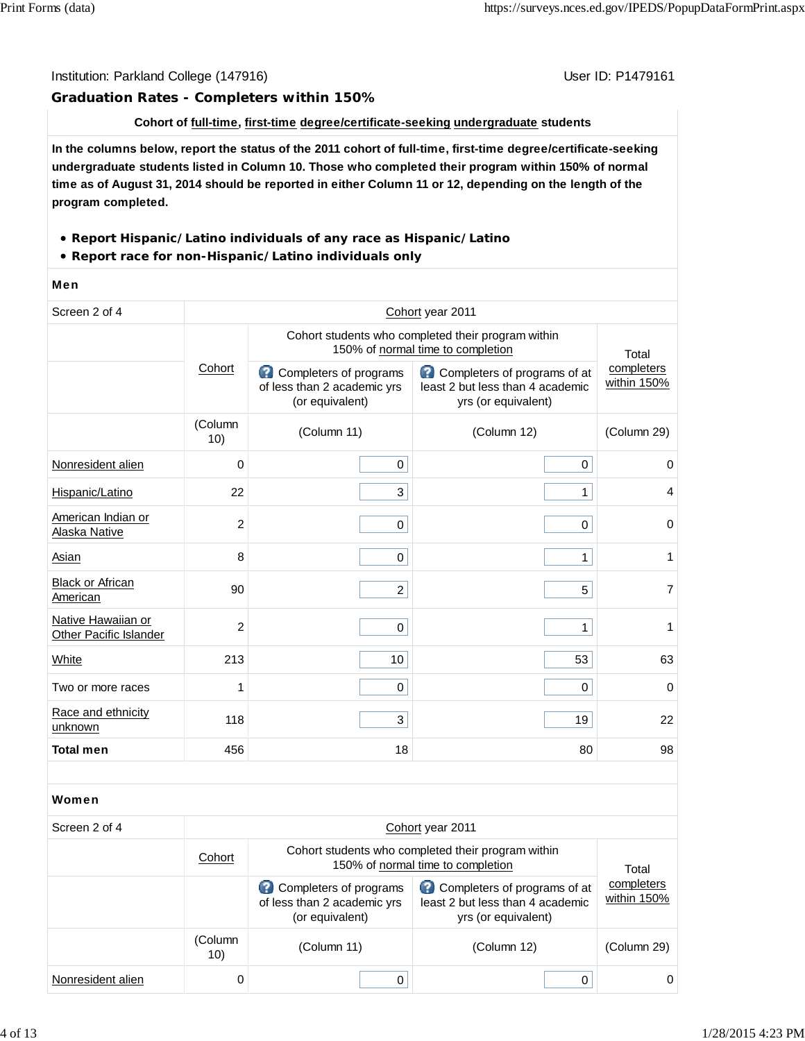Institution: Parkland College (147916) User ID: P1479161

## Graduation Rates - Completers within 150%

**Cohort of full-time, first-time degree/certificate-seeking undergraduate students**

**In the columns below, report the status of the 2011 cohort of full-time, first-time degree/certificate-seeking undergraduate students listed in Column 10. Those who completed their program within 150% of normal time as of August 31, 2014 should be reported in either Column 11 or 12, depending on the length of the program completed.**

- **Report Hispanic/Latino individuals of any race as Hispanic/Latino**
- **Report race for non-Hispanic/Latino individuals only**

**Men**

| Screen 2 of 4 | Cohort year 2011 | | | |
|---|---|---|---|---|
| | Cohort | Cohort students who completed their program within 150% of normal time to completion | | Total completers within 150% |
| | | Completers of programs of less than 2 academic yrs (or equivalent) | Completers of programs of at least 2 but less than 4 academic yrs (or equivalent) | |
| | (Column 10) | (Column 11) | (Column 12) | (Column 29) |
| Nonresident alien | 0 | 0 | 0 | 0 |
| Hispanic/Latino | 22 | 3 | 1 | 4 |
| American Indian or Alaska Native | 2 | 0 | 0 | 0 |
| Asian | 8 | 0 | 1 | 1 |
| Black or African American | 90 | 2 | 5 | 7 |
| Native Hawaiian or Other Pacific Islander | 2 | 0 | 1 | 1 |
| White | 213 | 10 | 53 | 63 |
| Two or more races | 1 | 0 | 0 | 0 |
| Race and ethnicity unknown | 118 | 3 | 19 | 22 |
| **Total men** | 456 | 18 | 80 | 98 |

**Women**

| Screen 2 of 4 | Cohort year 2011 | | | |
|---|---|---|---|---|
| | Cohort | Cohort students who completed their program within 150% of normal time to completion | | Total completers within 150% |
| | | Completers of programs of less than 2 academic yrs (or equivalent) | Completers of programs of at least 2 but less than 4 academic yrs (or equivalent) | |
| | (Column 10) | (Column 11) | (Column 12) | (Column 29) |
| Nonresident alien | 0 | 0 | 0 | 0 |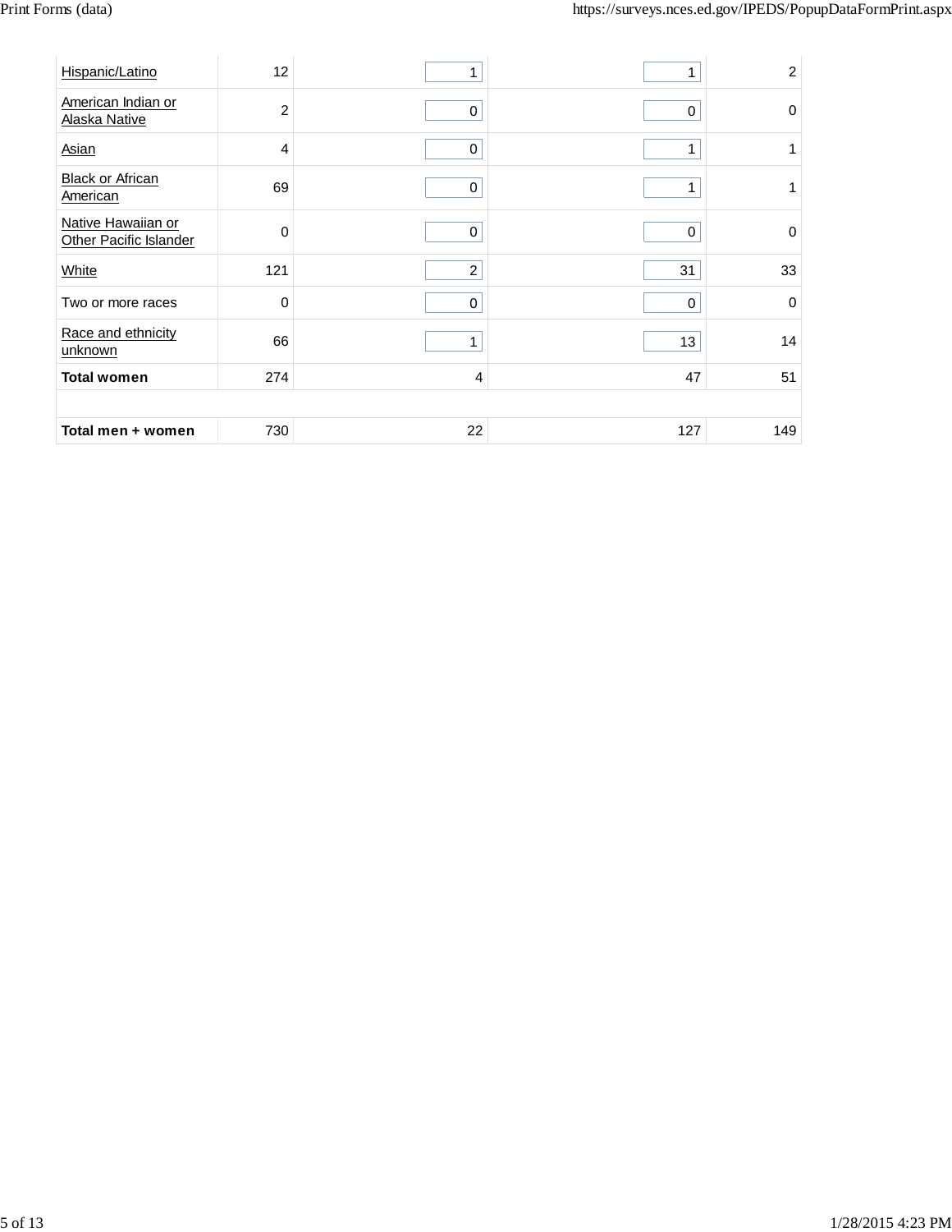| | | | | |
|---|---|---|---|---|
| Hispanic/Latino | 12 | 1 | 1 | 2 |
| American Indian or Alaska Native | 2 | 0 | 0 | 0 |
| Asian | 4 | 0 | 1 | 1 |
| Black or African American | 69 | 0 | 1 | 1 |
| Native Hawaiian or Other Pacific Islander | 0 | 0 | 0 | 0 |
| White | 121 | 2 | 31 | 33 |
| Two or more races | 0 | 0 | 0 | 0 |
| Race and ethnicity unknown | 66 | 1 | 13 | 14 |
| **Total women** | 274 | 4 | 47 | 51 |
| | | | | |
| **Total men + women** | 730 | 22 | 127 | 149 |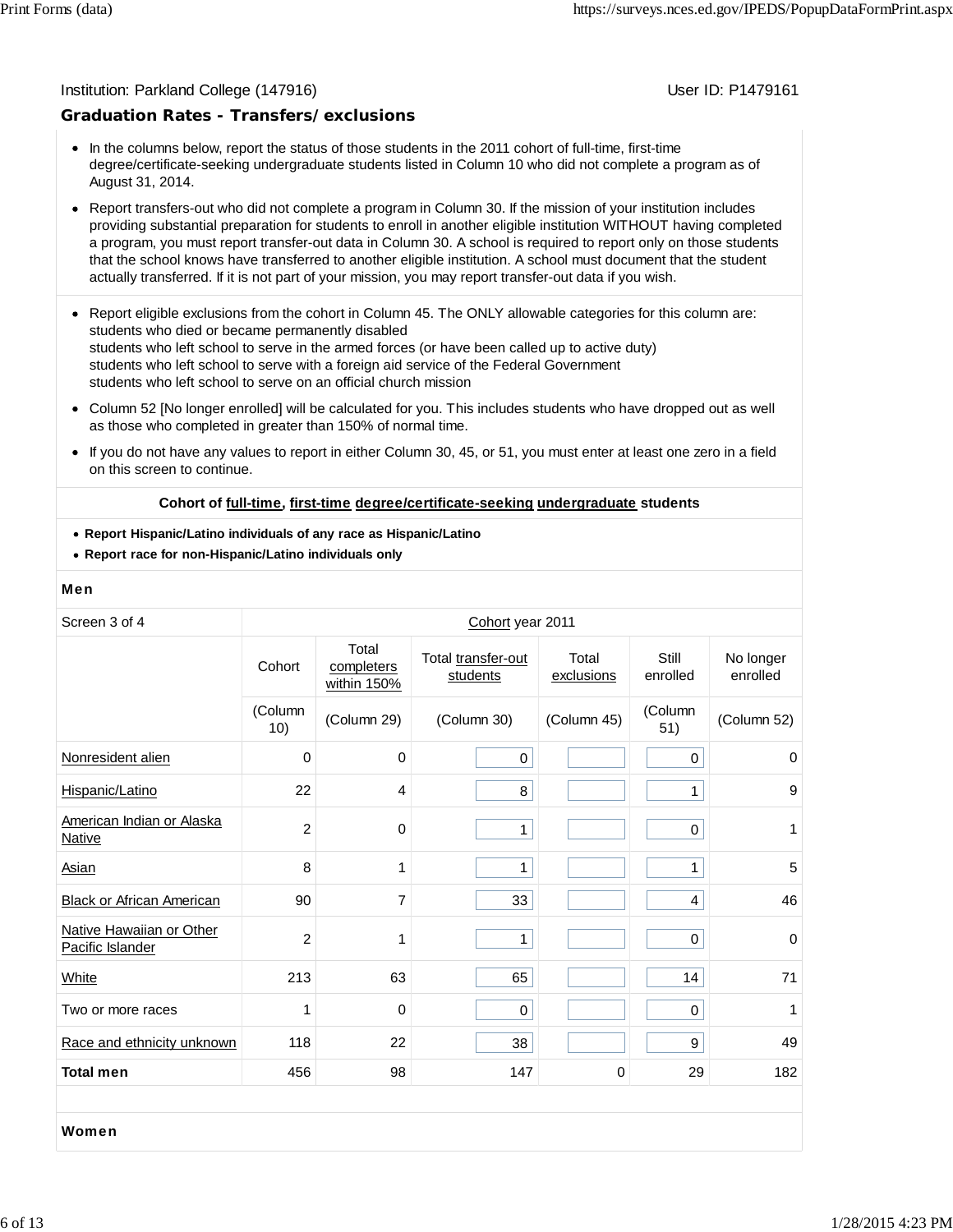Institution: Parkland College (147916) User ID: P1479161

## Graduation Rates - Transfers/exclusions

- In the columns below, report the status of those students in the 2011 cohort of full-time, first-time degree/certificate-seeking undergraduate students listed in Column 10 who did not complete a program as of August 31, 2014.
- Report transfers-out who did not complete a program in Column 30. If the mission of your institution includes providing substantial preparation for students to enroll in another eligible institution WITHOUT having completed a program, you must report transfer-out data in Column 30. A school is required to report only on those students that the school knows have transferred to another eligible institution. A school must document that the student actually transferred. If it is not part of your mission, you may report transfer-out data if you wish.

- Report eligible exclusions from the cohort in Column 45. The ONLY allowable categories for this column are:
  students who died or became permanently disabled
  students who left school to serve in the armed forces (or have been called up to active duty)
  students who left school to serve with a foreign aid service of the Federal Government
  students who left school to serve on an official church mission
- Column 52 [No longer enrolled] will be calculated for you. This includes students who have dropped out as well as those who completed in greater than 150% of normal time.
- If you do not have any values to report in either Column 30, 45, or 51, you must enter at least one zero in a field on this screen to continue.

**Cohort of full-time, first-time degree/certificate-seeking undergraduate students**

- **Report Hispanic/Latino individuals of any race as Hispanic/Latino**
- **Report race for non-Hispanic/Latino individuals only**

**Men**

| Screen 3 of 4 | Cohort year 2011 | | | | | |
|---|---|---|---|---|---|---|
| | Cohort | Total completers within 150% | Total transfer-out students | Total exclusions | Still enrolled | No longer enrolled |
| | (Column 10) | (Column 29) | (Column 30) | (Column 45) | (Column 51) | (Column 52) |
| Nonresident alien | 0 | 0 | 0 | | 0 | 0 |
| Hispanic/Latino | 22 | 4 | 8 | | 1 | 9 |
| American Indian or Alaska Native | 2 | 0 | 1 | | 0 | 1 |
| Asian | 8 | 1 | 1 | | 1 | 5 |
| Black or African American | 90 | 7 | 33 | | 4 | 46 |
| Native Hawaiian or Other Pacific Islander | 2 | 1 | 1 | | 0 | 0 |
| White | 213 | 63 | 65 | | 14 | 71 |
| Two or more races | 1 | 0 | 0 | | 0 | 1 |
| Race and ethnicity unknown | 118 | 22 | 38 | | 9 | 49 |
| **Total men** | 456 | 98 | 147 | 0 | 29 | 182 |

**Women**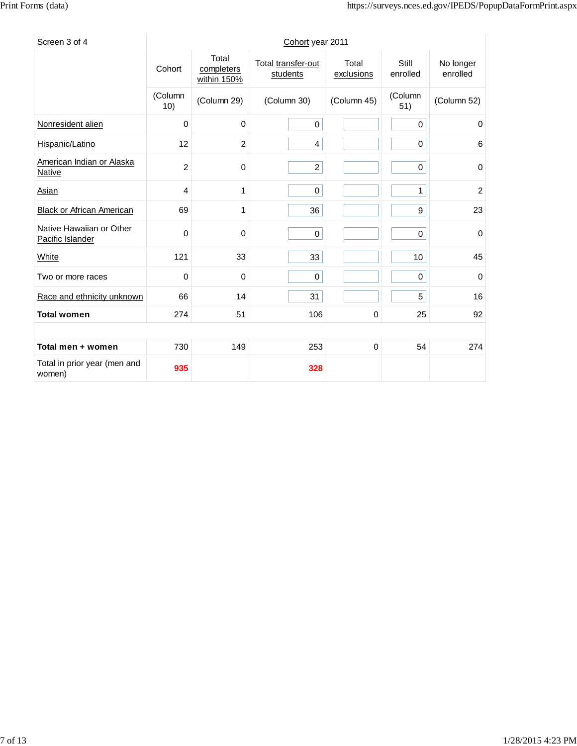| Screen 3 of 4 | Cohort year 2011 | | | | | |
|---|---|---|---|---|---|---|
| | Cohort | Total completers within 150% | Total transfer-out students | Total exclusions | Still enrolled | No longer enrolled |
| | (Column 10) | (Column 29) | (Column 30) | (Column 45) | (Column 51) | (Column 52) |
| Nonresident alien | 0 | 0 | 0 | | 0 | 0 |
| Hispanic/Latino | 12 | 2 | 4 | | 0 | 6 |
| American Indian or Alaska Native | 2 | 0 | 2 | | 0 | 0 |
| Asian | 4 | 1 | 0 | | 1 | 2 |
| Black or African American | 69 | 1 | 36 | | 9 | 23 |
| Native Hawaiian or Other Pacific Islander | 0 | 0 | 0 | | 0 | 0 |
| White | 121 | 33 | 33 | | 10 | 45 |
| Two or more races | 0 | 0 | 0 | | 0 | 0 |
| Race and ethnicity unknown | 66 | 14 | 31 | | 5 | 16 |
| **Total women** | 274 | 51 | 106 | 0 | 25 | 92 |
| | | | | | | |
| **Total men + women** | 730 | 149 | 253 | 0 | 54 | 274 |
| Total in prior year (men and women) | **935** | | **328** | | | |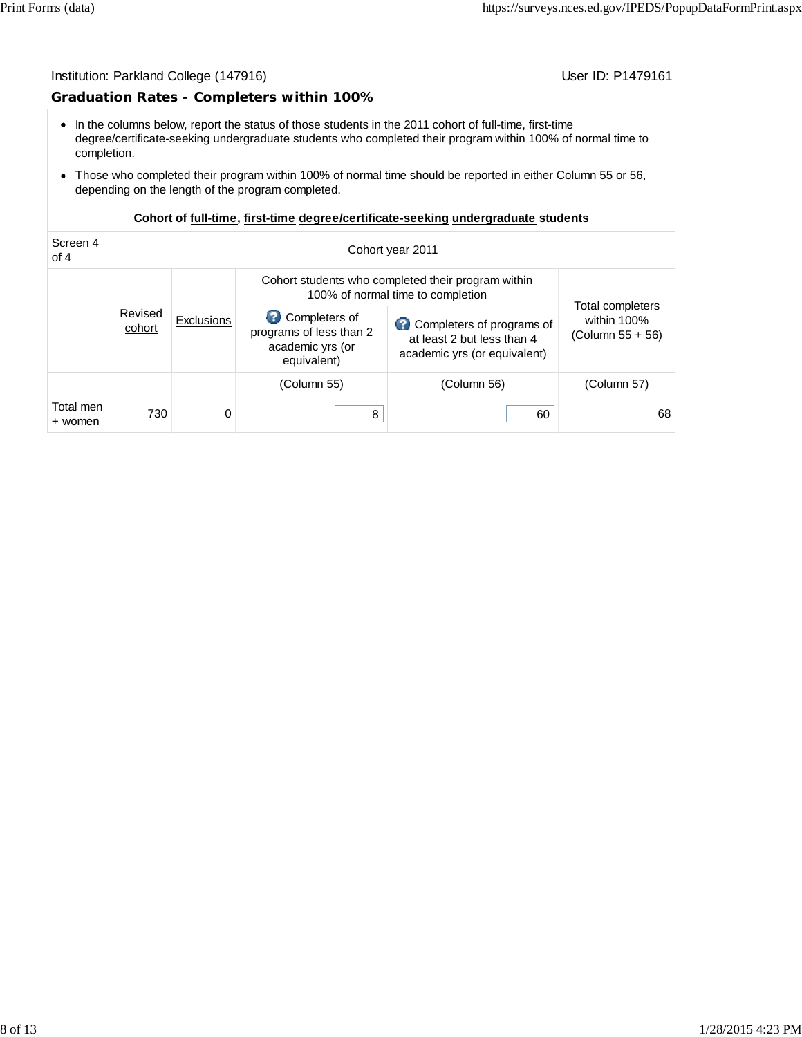Institution: Parkland College (147916) User ID: P1479161

## Graduation Rates - Completers within 100%

- In the columns below, report the status of those students in the 2011 cohort of full-time, first-time degree/certificate-seeking undergraduate students who completed their program within 100% of normal time to completion.
- Those who completed their program within 100% of normal time should be reported in either Column 55 or 56, depending on the length of the program completed.

| Cohort of **full-time**, **first-time** **degree/certificate-seeking** **undergraduate** students | | | | | |
|---|---|---|---|---|---|
| Screen 4 of 4 | Cohort year 2011 | | | | |
| | Revised cohort | Exclusions | Cohort students who completed their program within 100% of normal time to completion | | Total completers within 100% (Column 55 + 56) |
| | | | Completers of programs of less than 2 academic yrs (or equivalent) | Completers of programs of at least 2 but less than 4 academic yrs (or equivalent) | |
| | | | (Column 55) | (Column 56) | (Column 57) |
| Total men + women | 730 | 0 | 8 | 60 | 68 |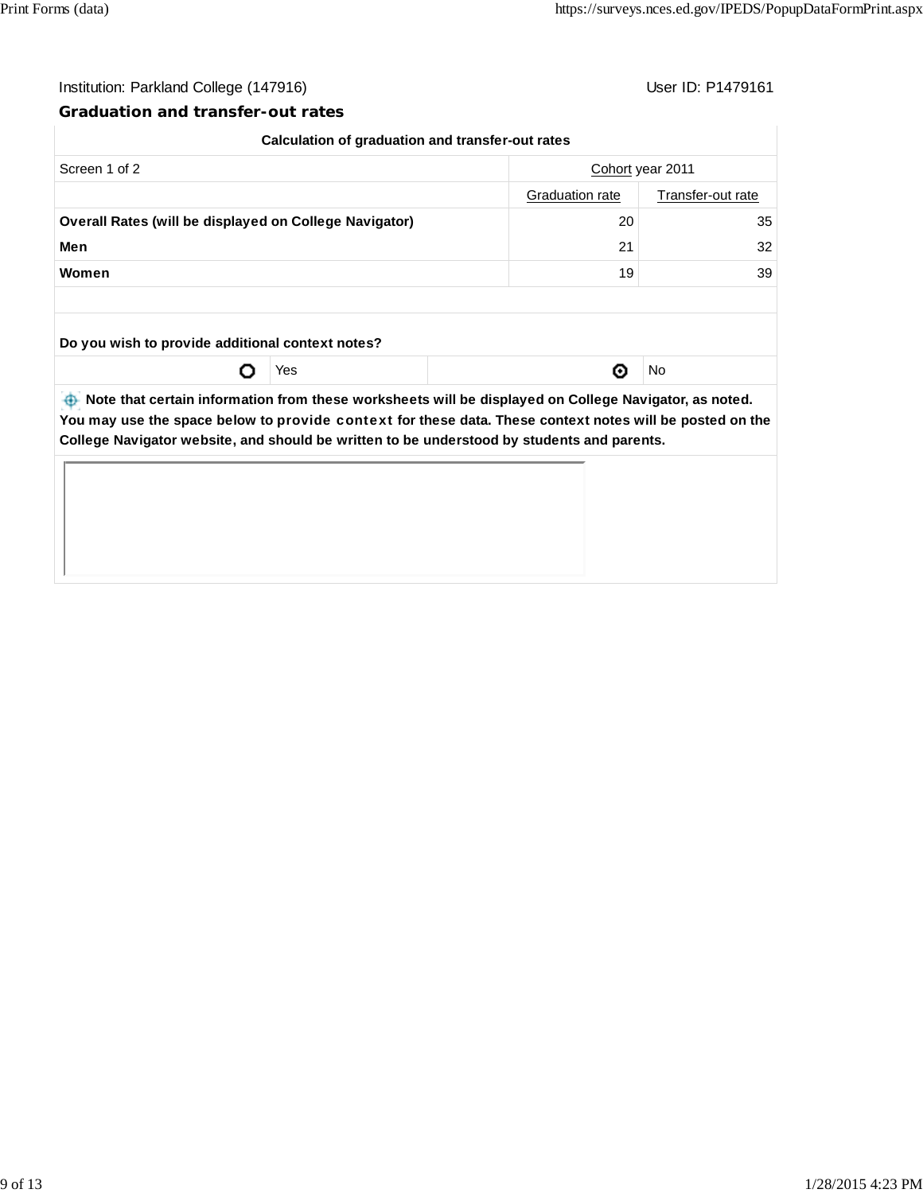Institution: Parkland College (147916)

User ID: P1479161

## Graduation and transfer-out rates

| Calculation of graduation and transfer-out rates | | |
|---|---|---|
| Screen 1 of 2 | Cohort year 2011 | |
| | Graduation rate | Transfer-out rate |
| **Overall Rates (will be displayed on College Navigator)** | 20 | 35 |
| **Men** | 21 | 32 |
| **Women** | 19 | 39 |

**Do you wish to provide additional context notes?**

| | |
|---|---|
| ○ Yes | ⊙ No |

**Note that certain information from these worksheets will be displayed on College Navigator, as noted. You may use the space below to provide context for these data. These context notes will be posted on the College Navigator website, and should be written to be understood by students and parents.**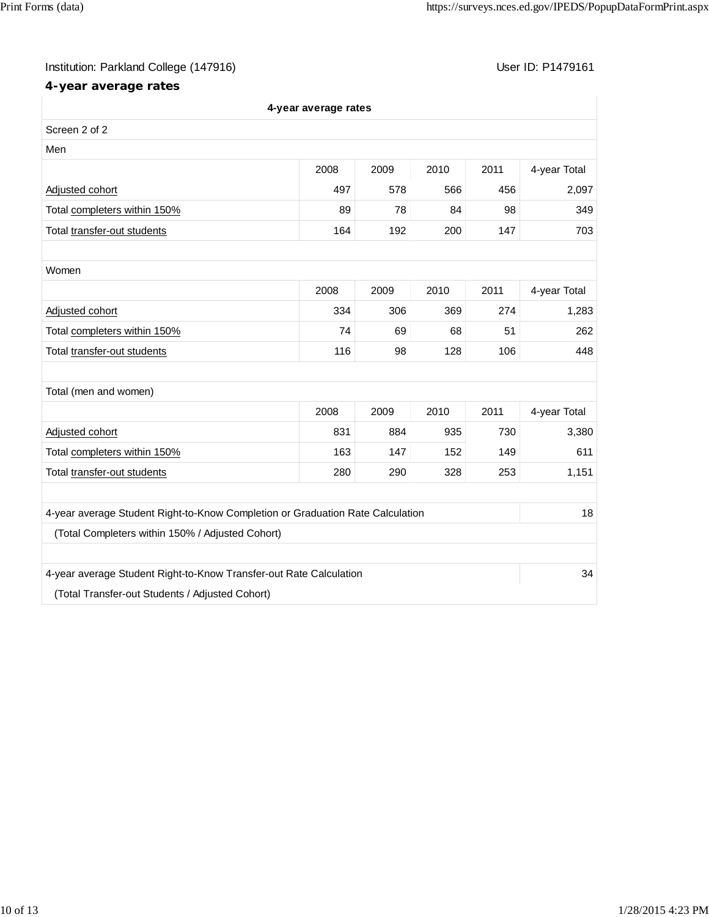Institution: Parkland College (147916)

User ID: P1479161

## 4-year average rates

**4-year average rates**

Screen 2 of 2

Men

| | 2008 | 2009 | 2010 | 2011 | 4-year Total |
|---|---|---|---|---|---|
| Adjusted cohort | 497 | 578 | 566 | 456 | 2,097 |
| Total completers within 150% | 89 | 78 | 84 | 98 | 349 |
| Total transfer-out students | 164 | 192 | 200 | 147 | 703 |

Women

| | 2008 | 2009 | 2010 | 2011 | 4-year Total |
|---|---|---|---|---|---|
| Adjusted cohort | 334 | 306 | 369 | 274 | 1,283 |
| Total completers within 150% | 74 | 69 | 68 | 51 | 262 |
| Total transfer-out students | 116 | 98 | 128 | 106 | 448 |

Total (men and women)

| | 2008 | 2009 | 2010 | 2011 | 4-year Total |
|---|---|---|---|---|---|
| Adjusted cohort | 831 | 884 | 935 | 730 | 3,380 |
| Total completers within 150% | 163 | 147 | 152 | 149 | 611 |
| Total transfer-out students | 280 | 290 | 328 | 253 | 1,151 |

| | |
|---|---|
| 4-year average Student Right-to-Know Completion or Graduation Rate Calculation | 18 |
| (Total Completers within 150% / Adjusted Cohort) | |
| 4-year average Student Right-to-Know Transfer-out Rate Calculation | 34 |
| (Total Transfer-out Students / Adjusted Cohort) | |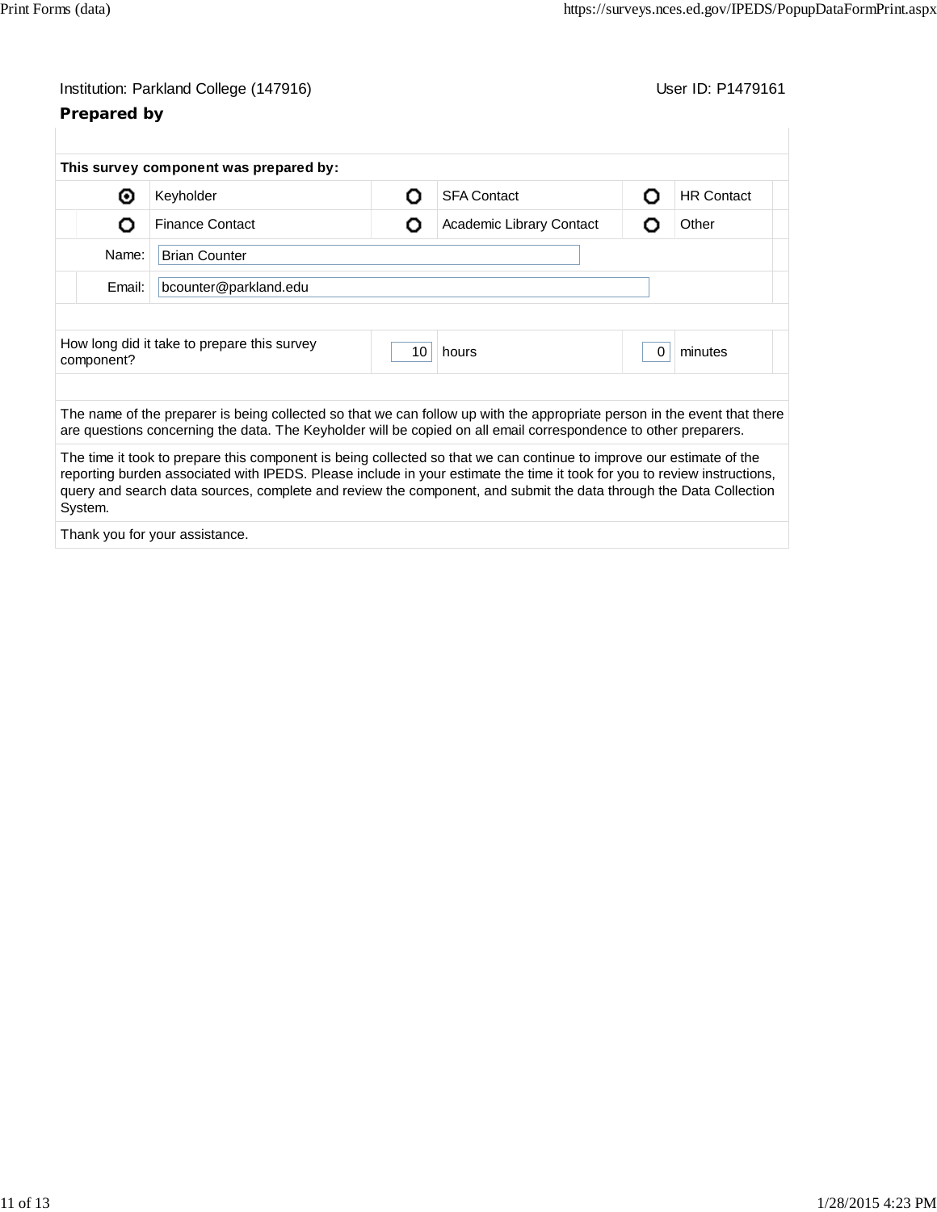Institution: Parkland College (147916) User ID: P1479161

## Prepared by

**This survey component was prepared by:**

| | | | | | |
|---|---|---|---|---|---|
| ◉ | Keyholder | ○ | SFA Contact | ○ | HR Contact |
| ○ | Finance Contact | ○ | Academic Library Contact | ○ | Other |

Name: Brian Counter

Email: bcounter@parkland.edu

How long did it take to prepare this survey component? 10 hours 0 minutes

The name of the preparer is being collected so that we can follow up with the appropriate person in the event that there are questions concerning the data. The Keyholder will be copied on all email correspondence to other preparers.

The time it took to prepare this component is being collected so that we can continue to improve our estimate of the reporting burden associated with IPEDS. Please include in your estimate the time it took for you to review instructions, query and search data sources, complete and review the component, and submit the data through the Data Collection System.

Thank you for your assistance.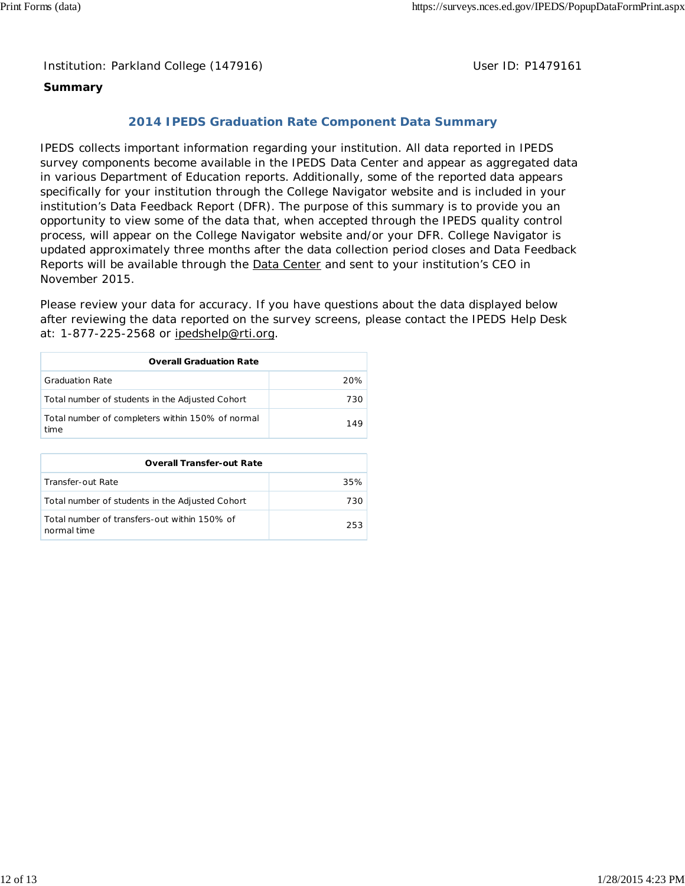Institution: Parkland College (147916)                                                User ID: P1479161

**Summary**

## 2014 IPEDS Graduation Rate Component Data Summary

IPEDS collects important information regarding your institution. All data reported in IPEDS survey components become available in the IPEDS Data Center and appear as aggregated data in various Department of Education reports. Additionally, some of the reported data appears specifically for your institution through the College Navigator website and is included in your institution's Data Feedback Report (DFR). The purpose of this summary is to provide you an opportunity to view some of the data that, when accepted through the IPEDS quality control process, will appear on the College Navigator website and/or your DFR. College Navigator is updated approximately three months after the data collection period closes and Data Feedback Reports will be available through the Data Center and sent to your institution's CEO in November 2015.

Please review your data for accuracy. If you have questions about the data displayed below after reviewing the data reported on the survey screens, please contact the IPEDS Help Desk at: 1-877-225-2568 or ipedshelp@rti.org.

| Overall Graduation Rate | |
|---|---|
| Graduation Rate | 20% |
| Total number of students in the Adjusted Cohort | 730 |
| Total number of completers within 150% of normal time | 149 |

| Overall Transfer-out Rate | |
|---|---|
| Transfer-out Rate | 35% |
| Total number of students in the Adjusted Cohort | 730 |
| Total number of transfers-out within 150% of normal time | 253 |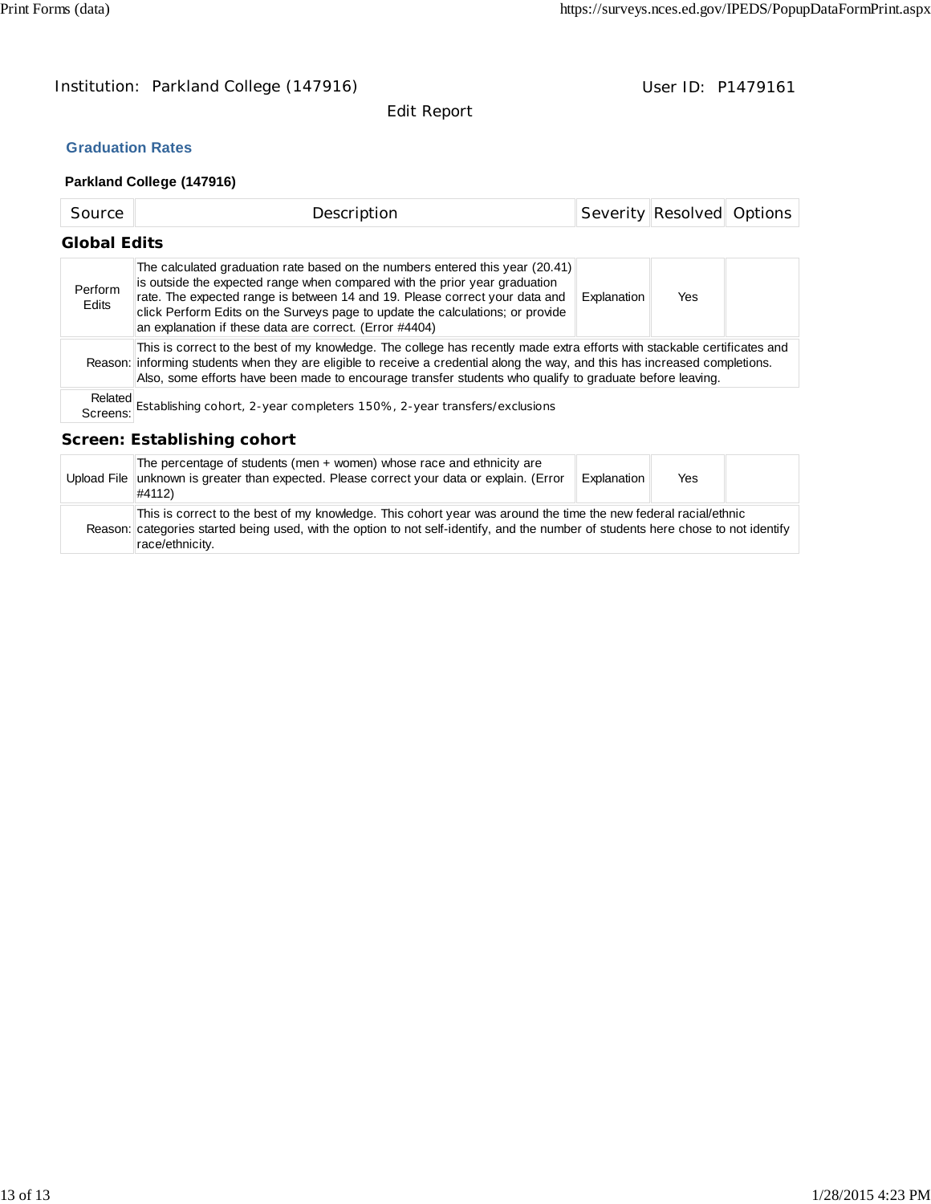Institution: Parkland College (147916) User ID: P1479161

Edit Report

## Graduation Rates

**Parkland College (147916)**

| Source | Description | Severity | Resolved | Options |
|---|---|---|---|---|
| **Global Edits** | | | | |
| Perform Edits | The calculated graduation rate based on the numbers entered this year (20.41) is outside the expected range when compared with the prior year graduation rate. The expected range is between 14 and 19. Please correct your data and click Perform Edits on the Surveys page to update the calculations; or provide an explanation if these data are correct. (Error #4404) | Explanation | Yes | |
| Reason: | This is correct to the best of my knowledge. The college has recently made extra efforts with stackable certificates and informing students when they are eligible to receive a credential along the way, and this has increased completions. Also, some efforts have been made to encourage transfer students who qualify to graduate before leaving. | | | |
| Related Screens: | Establishing cohort, 2-year completers 150%, 2-year transfers/exclusions | | | |
| **Screen: Establishing cohort** | | | | |
| Upload File | The percentage of students (men + women) whose race and ethnicity are unknown is greater than expected. Please correct your data or explain. (Error #4112) | Explanation | Yes | |
| Reason: | This is correct to the best of my knowledge. This cohort year was around the time the new federal racial/ethnic categories started being used, with the option to not self-identify, and the number of students here chose to not identify race/ethnicity. | | | |